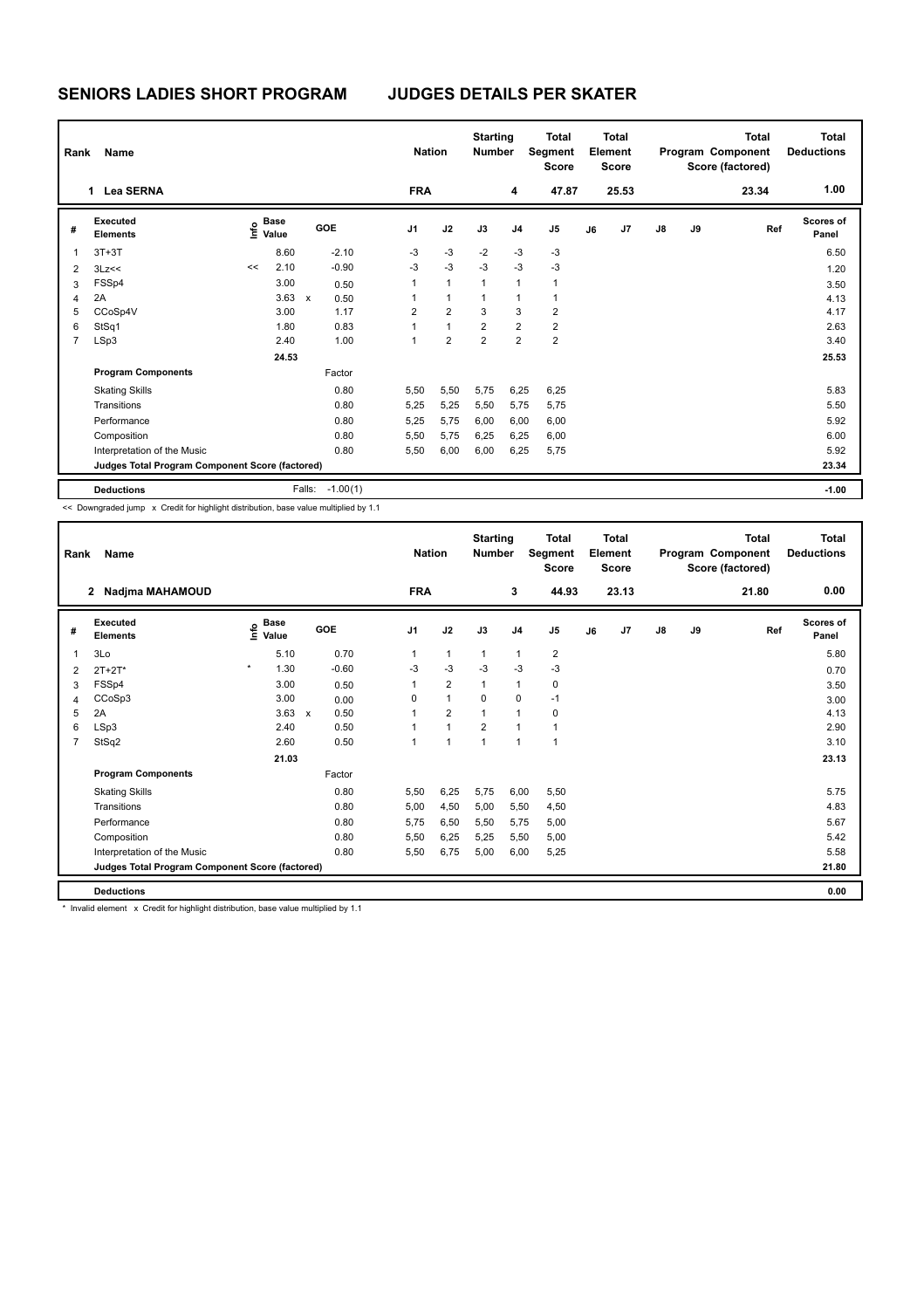# SENIORS LADIES SHORT PROGRAM JUDGES DETAILS PER SKATER

| Rank | Name | Nation | Starting Number | Total Segment Score | Total Element Score | Total Program Component Score (factored) | Total Deductions |
|---|---|---|---|---|---|---|---|
| 1 | Lea SERNA | FRA | 4 | 47.87 | 25.53 | 23.34 | 1.00 |

| # | Executed Elements | Info | Base Value | | GOE | J1 | J2 | J3 | J4 | J5 | J6 | J7 | J8 | J9 | Ref | Scores of Panel |
|---|---|---|---|---|---|---|---|---|---|---|---|---|---|---|---|---|
| 1 | 3T+3T | | 8.60 | | -2.10 | -3 | -3 | -2 | -3 | -3 | | | | | | 6.50 |
| 2 | 3Lz<< | << | 2.10 | | -0.90 | -3 | -3 | -3 | -3 | -3 | | | | | | 1.20 |
| 3 | FSSp4 | | 3.00 | | 0.50 | 1 | 1 | 1 | 1 | 1 | | | | | | 3.50 |
| 4 | 2A | | 3.63 | x | 0.50 | 1 | 1 | 1 | 1 | 1 | | | | | | 4.13 |
| 5 | CCoSp4V | | 3.00 | | 1.17 | 2 | 2 | 3 | 3 | 2 | | | | | | 4.17 |
| 6 | StSq1 | | 1.80 | | 0.83 | 1 | 1 | 2 | 2 | 2 | | | | | | 2.63 |
| 7 | LSp3 | | 2.40 | | 1.00 | 1 | 2 | 2 | 2 | 2 | | | | | | 3.40 |
| | | | 24.53 | | | | | | | | | | | | | 25.53 |
| | **Program Components** | | | | Factor | | | | | | | | | | | |
| | Skating Skills | | | | 0.80 | 5,50 | 5,50 | 5,75 | 6,25 | 6,25 | | | | | | 5.83 |
| | Transitions | | | | 0.80 | 5,25 | 5,25 | 5,50 | 5,75 | 5,75 | | | | | | 5.50 |
| | Performance | | | | 0.80 | 5,25 | 5,75 | 6,00 | 6,00 | 6,00 | | | | | | 5.92 |
| | Composition | | | | 0.80 | 5,50 | 5,75 | 6,25 | 6,25 | 6,00 | | | | | | 6.00 |
| | Interpretation of the Music | | | | 0.80 | 5,50 | 6,00 | 6,00 | 6,25 | 5,75 | | | | | | 5.92 |
| | **Judges Total Program Component Score (factored)** | | | | | | | | | | | | | | | 23.34 |
| | **Deductions** | | | Falls: | -1.00(1) | | | | | | | | | | | -1.00 |

<< Downgraded jump x Credit for highlight distribution, base value multiplied by 1.1

| Rank | Name | Nation | Starting Number | Total Segment Score | Total Element Score | Total Program Component Score (factored) | Total Deductions |
|---|---|---|---|---|---|---|---|
| 2 | Nadjma MAHAMOUD | FRA | 3 | 44.93 | 23.13 | 21.80 | 0.00 |

| # | Executed Elements | Info | Base Value | | GOE | J1 | J2 | J3 | J4 | J5 | J6 | J7 | J8 | J9 | Ref | Scores of Panel |
|---|---|---|---|---|---|---|---|---|---|---|---|---|---|---|---|---|
| 1 | 3Lo | | 5.10 | | 0.70 | 1 | 1 | 1 | 1 | 2 | | | | | | 5.80 |
| 2 | 2T+2T* | * | 1.30 | | -0.60 | -3 | -3 | -3 | -3 | -3 | | | | | | 0.70 |
| 3 | FSSp4 | | 3.00 | | 0.50 | 1 | 2 | 1 | 1 | 0 | | | | | | 3.50 |
| 4 | CCoSp3 | | 3.00 | | 0.00 | 0 | 1 | 0 | 0 | -1 | | | | | | 3.00 |
| 5 | 2A | | 3.63 | x | 0.50 | 1 | 2 | 1 | 1 | 0 | | | | | | 4.13 |
| 6 | LSp3 | | 2.40 | | 0.50 | 1 | 1 | 2 | 1 | 1 | | | | | | 2.90 |
| 7 | StSq2 | | 2.60 | | 0.50 | 1 | 1 | 1 | 1 | 1 | | | | | | 3.10 |
| | | | 21.03 | | | | | | | | | | | | | 23.13 |
| | **Program Components** | | | | Factor | | | | | | | | | | | |
| | Skating Skills | | | | 0.80 | 5,50 | 6,25 | 5,75 | 6,00 | 5,50 | | | | | | 5.75 |
| | Transitions | | | | 0.80 | 5,00 | 4,50 | 5,00 | 5,50 | 4,50 | | | | | | 4.83 |
| | Performance | | | | 0.80 | 5,75 | 6,50 | 5,50 | 5,75 | 5,00 | | | | | | 5.67 |
| | Composition | | | | 0.80 | 5,50 | 6,25 | 5,25 | 5,50 | 5,00 | | | | | | 5.42 |
| | Interpretation of the Music | | | | 0.80 | 5,50 | 6,75 | 5,00 | 6,00 | 5,25 | | | | | | 5.58 |
| | **Judges Total Program Component Score (factored)** | | | | | | | | | | | | | | | 21.80 |
| | **Deductions** | | | | | | | | | | | | | | | 0.00 |

* Invalid element x Credit for highlight distribution, base value multiplied by 1.1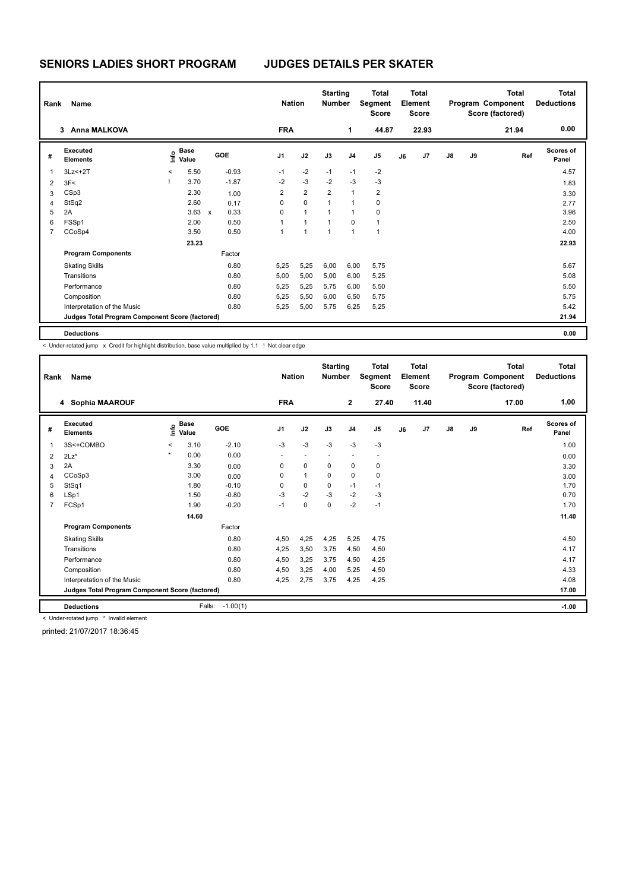## SENIORS LADIES SHORT PROGRAM JUDGES DETAILS PER SKATER

| Rank | Name | Nation | Starting Number | Total Segment Score | Total Element Score | Total Program Component Score (factored) | Total Deductions |
|---|---|---|---|---|---|---|---|
| 3 | Anna MALKOVA | FRA | 1 | 44.87 | 22.93 | 21.94 | 0.00 |

| # | Executed Elements | Info | Base Value | | GOE | J1 | J2 | J3 | J4 | J5 | J6 | J7 | J8 | J9 | Ref | Scores of Panel |
|---|---|---|---|---|---|---|---|---|---|---|---|---|---|---|---|---|
| 1 | 3Lz<+2T | < | 5.50 | | -0.93 | -1 | -2 | -1 | -1 | -2 | | | | | | 4.57 |
| 2 | 3F< | ! | 3.70 | | -1.87 | -2 | -3 | -2 | -3 | -3 | | | | | | 1.83 |
| 3 | CSp3 | | 2.30 | | 1.00 | 2 | 2 | 2 | 1 | 2 | | | | | | 3.30 |
| 4 | StSq2 | | 2.60 | | 0.17 | 0 | 0 | 1 | 1 | 0 | | | | | | 2.77 |
| 5 | 2A | | 3.63 | x | 0.33 | 0 | 1 | 1 | 1 | 0 | | | | | | 3.96 |
| 6 | FSSp1 | | 2.00 | | 0.50 | 1 | 1 | 1 | 0 | 1 | | | | | | 2.50 |
| 7 | CCoSp4 | | 3.50 | | 0.50 | 1 | 1 | 1 | 1 | 1 | | | | | | 4.00 |
| | | | 23.23 | | | | | | | | | | | | | 22.93 |
| | **Program Components** | | | | Factor | | | | | | | | | | | |
| | Skating Skills | | | | 0.80 | 5,25 | 5,25 | 6,00 | 6,00 | 5,75 | | | | | | 5.67 |
| | Transitions | | | | 0.80 | 5,00 | 5,00 | 5,00 | 6,00 | 5,25 | | | | | | 5.08 |
| | Performance | | | | 0.80 | 5,25 | 5,25 | 5,75 | 6,00 | 5,50 | | | | | | 5.50 |
| | Composition | | | | 0.80 | 5,25 | 5,50 | 6,00 | 6,50 | 5,75 | | | | | | 5.75 |
| | Interpretation of the Music | | | | 0.80 | 5,25 | 5,00 | 5,75 | 6,25 | 5,25 | | | | | | 5.42 |
| | **Judges Total Program Component Score (factored)** | | | | | | | | | | | | | | | 21.94 |
| | **Deductions** | | | | | | | | | | | | | | | 0.00 |

< Under-rotated jump x Credit for highlight distribution, base value multiplied by 1.1 ! Not clear edge

| Rank | Name | Nation | Starting Number | Total Segment Score | Total Element Score | Total Program Component Score (factored) | Total Deductions |
|---|---|---|---|---|---|---|---|
| 4 | Sophia MAAROUF | FRA | 2 | 27.40 | 11.40 | 17.00 | 1.00 |

| # | Executed Elements | Info | Base Value | GOE | J1 | J2 | J3 | J4 | J5 | J6 | J7 | J8 | J9 | Ref | Scores of Panel |
|---|---|---|---|---|---|---|---|---|---|---|---|---|---|---|---|
| 1 | 3S<+COMBO | < | 3.10 | -2.10 | -3 | -3 | -3 | -3 | -3 | | | | | | 1.00 |
| 2 | 2Lz* | * | 0.00 | 0.00 | - | - | - | - | - | | | | | | 0.00 |
| 3 | 2A | | 3.30 | 0.00 | 0 | 0 | 0 | 0 | 0 | | | | | | 3.30 |
| 4 | CCoSp3 | | 3.00 | 0.00 | 0 | 1 | 0 | 0 | 0 | | | | | | 3.00 |
| 5 | StSq1 | | 1.80 | -0.10 | 0 | 0 | 0 | -1 | -1 | | | | | | 1.70 |
| 6 | LSp1 | | 1.50 | -0.80 | -3 | -2 | -3 | -2 | -3 | | | | | | 0.70 |
| 7 | FCSp1 | | 1.90 | -0.20 | -1 | 0 | 0 | -2 | -1 | | | | | | 1.70 |
| | | | 14.60 | | | | | | | | | | | | 11.40 |
| | **Program Components** | | | Factor | | | | | | | | | | | |
| | Skating Skills | | | 0.80 | 4,50 | 4,25 | 4,25 | 5,25 | 4,75 | | | | | | 4.50 |
| | Transitions | | | 0.80 | 4,25 | 3,50 | 3,75 | 4,50 | 4,50 | | | | | | 4.17 |
| | Performance | | | 0.80 | 4,50 | 3,25 | 3,75 | 4,50 | 4,25 | | | | | | 4.17 |
| | Composition | | | 0.80 | 4,50 | 3,25 | 4,00 | 5,25 | 4,50 | | | | | | 4.33 |
| | Interpretation of the Music | | | 0.80 | 4,25 | 2,75 | 3,75 | 4,25 | 4,25 | | | | | | 4.08 |
| | **Judges Total Program Component Score (factored)** | | | | | | | | | | | | | | 17.00 |
| | **Deductions** | | Falls: | -1.00(1) | | | | | | | | | | | -1.00 |

< Under-rotated jump * Invalid element

printed: 21/07/2017 18:36:45